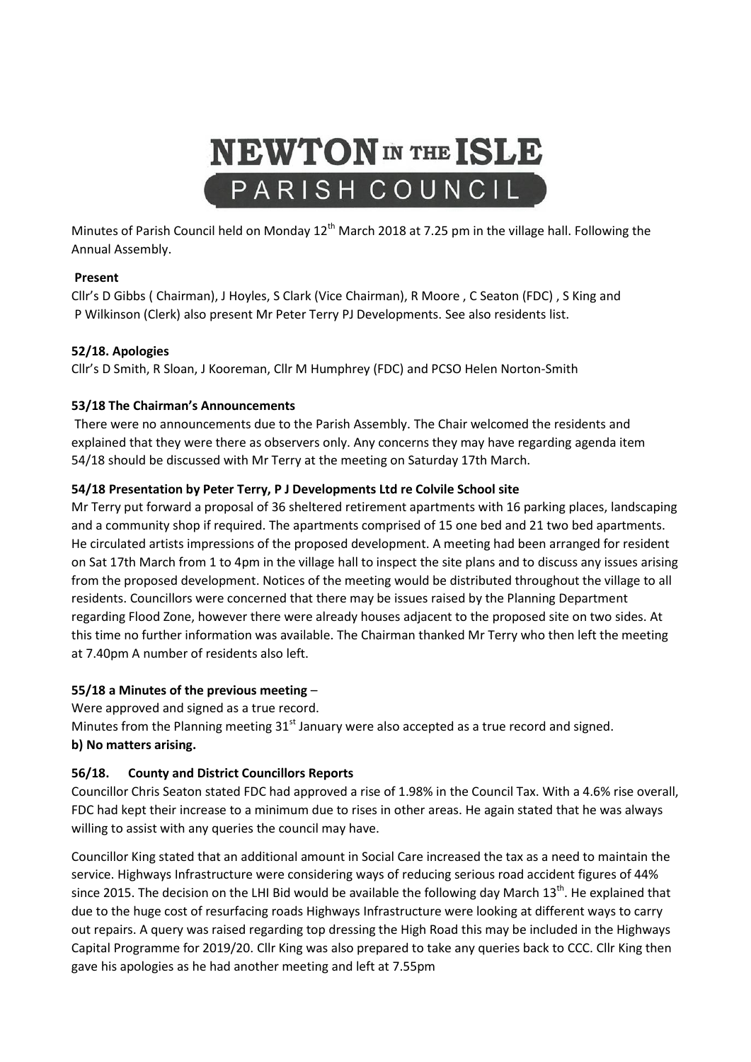# NEWTON IN THE ISLE PARISH COUNCIL

Minutes of Parish Council held on Monday 12th March 2018 at 7.25 pm in the village hall. Following the Annual Assembly.

**Present**

Cllr's D Gibbs ( Chairman), J Hoyles, S Clark (Vice Chairman), R Moore , C Seaton (FDC) , S King and P Wilkinson (Clerk) also present Mr Peter Terry PJ Developments. See also residents list.

### 52/18. Apologies

Cllr's D Smith, R Sloan, J Kooreman, Cllr M Humphrey (FDC) and PCSO Helen Norton-Smith

### 53/18 The Chairman's Announcements

There were no announcements due to the Parish Assembly. The Chair welcomed the residents and explained that they were there as observers only. Any concerns they may have regarding agenda item 54/18 should be discussed with Mr Terry at the meeting on Saturday 17th March.

### 54/18 Presentation by Peter Terry, P J Developments Ltd re Colvile School site

Mr Terry put forward a proposal of 36 sheltered retirement apartments with 16 parking places, landscaping and a community shop if required. The apartments comprised of 15 one bed and 21 two bed apartments. He circulated artists impressions of the proposed development. A meeting had been arranged for resident on Sat 17th March from 1 to 4pm in the village hall to inspect the site plans and to discuss any issues arising from the proposed development. Notices of the meeting would be distributed throughout the village to all residents. Councillors were concerned that there may be issues raised by the Planning Department regarding Flood Zone, however there were already houses adjacent to the proposed site on two sides. At this time no further information was available. The Chairman thanked Mr Terry who then left the meeting at 7.40pm A number of residents also left.

### 55/18 a Minutes of the previous meeting –

Were approved and signed as a true record.

Minutes from the Planning meeting 31st January were also accepted as a true record and signed.

**b) No matters arising.**

### 56/18. County and District Councillors Reports

Councillor Chris Seaton stated FDC had approved a rise of 1.98% in the Council Tax. With a 4.6% rise overall, FDC had kept their increase to a minimum due to rises in other areas. He again stated that he was always willing to assist with any queries the council may have.

Councillor King stated that an additional amount in Social Care increased the tax as a need to maintain the service. Highways Infrastructure were considering ways of reducing serious road accident figures of 44% since 2015. The decision on the LHI Bid would be available the following day March 13th. He explained that due to the huge cost of resurfacing roads Highways Infrastructure were looking at different ways to carry out repairs. A query was raised regarding top dressing the High Road this may be included in the Highways Capital Programme for 2019/20. Cllr King was also prepared to take any queries back to CCC. Cllr King then gave his apologies as he had another meeting and left at 7.55pm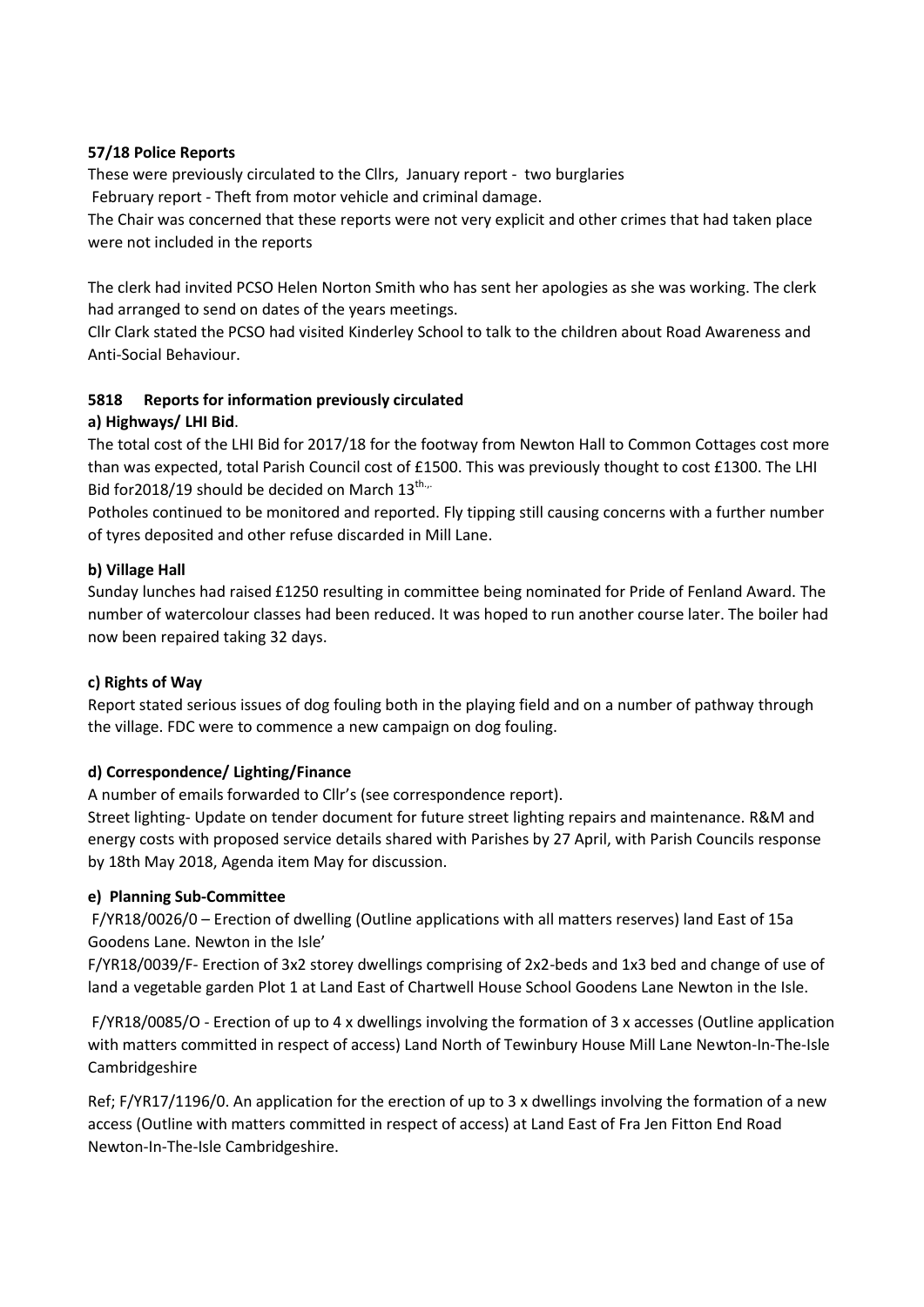**57/18 Police Reports**

These were previously circulated to the Cllrs, January report - two burglaries

February report - Theft from motor vehicle and criminal damage.

The Chair was concerned that these reports were not very explicit and other crimes that had taken place were not included in the reports

The clerk had invited PCSO Helen Norton Smith who has sent her apologies as she was working. The clerk had arranged to send on dates of the years meetings.

Cllr Clark stated the PCSO had visited Kinderley School to talk to the children about Road Awareness and Anti-Social Behaviour.

**5818 Reports for information previously circulated**

**a) Highways/ LHI Bid**.

The total cost of the LHI Bid for 2017/18 for the footway from Newton Hall to Common Cottages cost more than was expected, total Parish Council cost of £1500. This was previously thought to cost £1300. The LHI Bid for2018/19 should be decided on March 13th.,.

Potholes continued to be monitored and reported. Fly tipping still causing concerns with a further number of tyres deposited and other refuse discarded in Mill Lane.

**b) Village Hall**

Sunday lunches had raised £1250 resulting in committee being nominated for Pride of Fenland Award. The number of watercolour classes had been reduced. It was hoped to run another course later. The boiler had now been repaired taking 32 days.

**c) Rights of Way**

Report stated serious issues of dog fouling both in the playing field and on a number of pathway through the village. FDC were to commence a new campaign on dog fouling.

**d) Correspondence/ Lighting/Finance**

A number of emails forwarded to Cllr's (see correspondence report).

Street lighting- Update on tender document for future street lighting repairs and maintenance. R&M and energy costs with proposed service details shared with Parishes by 27 April, with Parish Councils response by 18th May 2018, Agenda item May for discussion.

**e) Planning Sub-Committee**

F/YR18/0026/0 – Erection of dwelling (Outline applications with all matters reserves) land East of 15a Goodens Lane. Newton in the Isle'

F/YR18/0039/F- Erection of 3x2 storey dwellings comprising of 2x2-beds and 1x3 bed and change of use of land a vegetable garden Plot 1 at Land East of Chartwell House School Goodens Lane Newton in the Isle.

F/YR18/0085/O - Erection of up to 4 x dwellings involving the formation of 3 x accesses (Outline application with matters committed in respect of access) Land North of Tewinbury House Mill Lane Newton-In-The-Isle Cambridgeshire

Ref; F/YR17/1196/0. An application for the erection of up to 3 x dwellings involving the formation of a new access (Outline with matters committed in respect of access) at Land East of Fra Jen Fitton End Road Newton-In-The-Isle Cambridgeshire.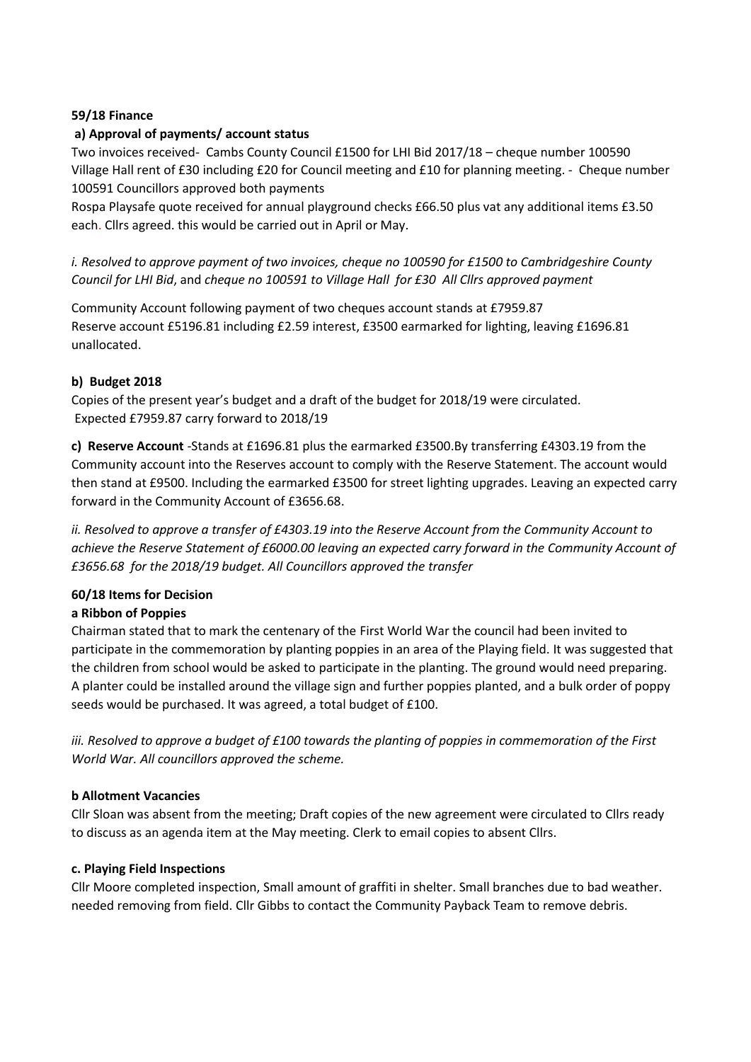**59/18 Finance**

**a) Approval of payments/ account status**

Two invoices received- Cambs County Council £1500 for LHI Bid 2017/18 – cheque number 100590
Village Hall rent of £30 including £20 for Council meeting and £10 for planning meeting. - Cheque number 100591 Councillors approved both payments
Rospa Playsafe quote received for annual playground checks £66.50 plus vat any additional items £3.50 each. Cllrs agreed. this would be carried out in April or May.

*i. Resolved to approve payment of two invoices, cheque no 100590 for £1500 to Cambridgeshire County Council for LHI Bid*, and *cheque no 100591 to Village Hall for £30 All Cllrs approved payment*

Community Account following payment of two cheques account stands at £7959.87
Reserve account £5196.81 including £2.59 interest, £3500 earmarked for lighting, leaving £1696.81 unallocated.

**b) Budget 2018**

Copies of the present year's budget and a draft of the budget for 2018/19 were circulated.
Expected £7959.87 carry forward to 2018/19

**c) Reserve Account** -Stands at £1696.81 plus the earmarked £3500.By transferring £4303.19 from the Community account into the Reserves account to comply with the Reserve Statement. The account would then stand at £9500. Including the earmarked £3500 for street lighting upgrades. Leaving an expected carry forward in the Community Account of £3656.68.

*ii. Resolved to approve a transfer of £4303.19 into the Reserve Account from the Community Account to achieve the Reserve Statement of £6000.00 leaving an expected carry forward in the Community Account of £3656.68 for the 2018/19 budget. All Councillors approved the transfer*

**60/18 Items for Decision**

**a Ribbon of Poppies**

Chairman stated that to mark the centenary of the First World War the council had been invited to participate in the commemoration by planting poppies in an area of the Playing field. It was suggested that the children from school would be asked to participate in the planting. The ground would need preparing. A planter could be installed around the village sign and further poppies planted, and a bulk order of poppy seeds would be purchased. It was agreed, a total budget of £100.

*iii. Resolved to approve a budget of £100 towards the planting of poppies in commemoration of the First World War. All councillors approved the scheme.*

**b Allotment Vacancies**

Cllr Sloan was absent from the meeting; Draft copies of the new agreement were circulated to Cllrs ready to discuss as an agenda item at the May meeting. Clerk to email copies to absent Cllrs.

**c. Playing Field Inspections**

Cllr Moore completed inspection, Small amount of graffiti in shelter. Small branches due to bad weather. needed removing from field. Cllr Gibbs to contact the Community Payback Team to remove debris.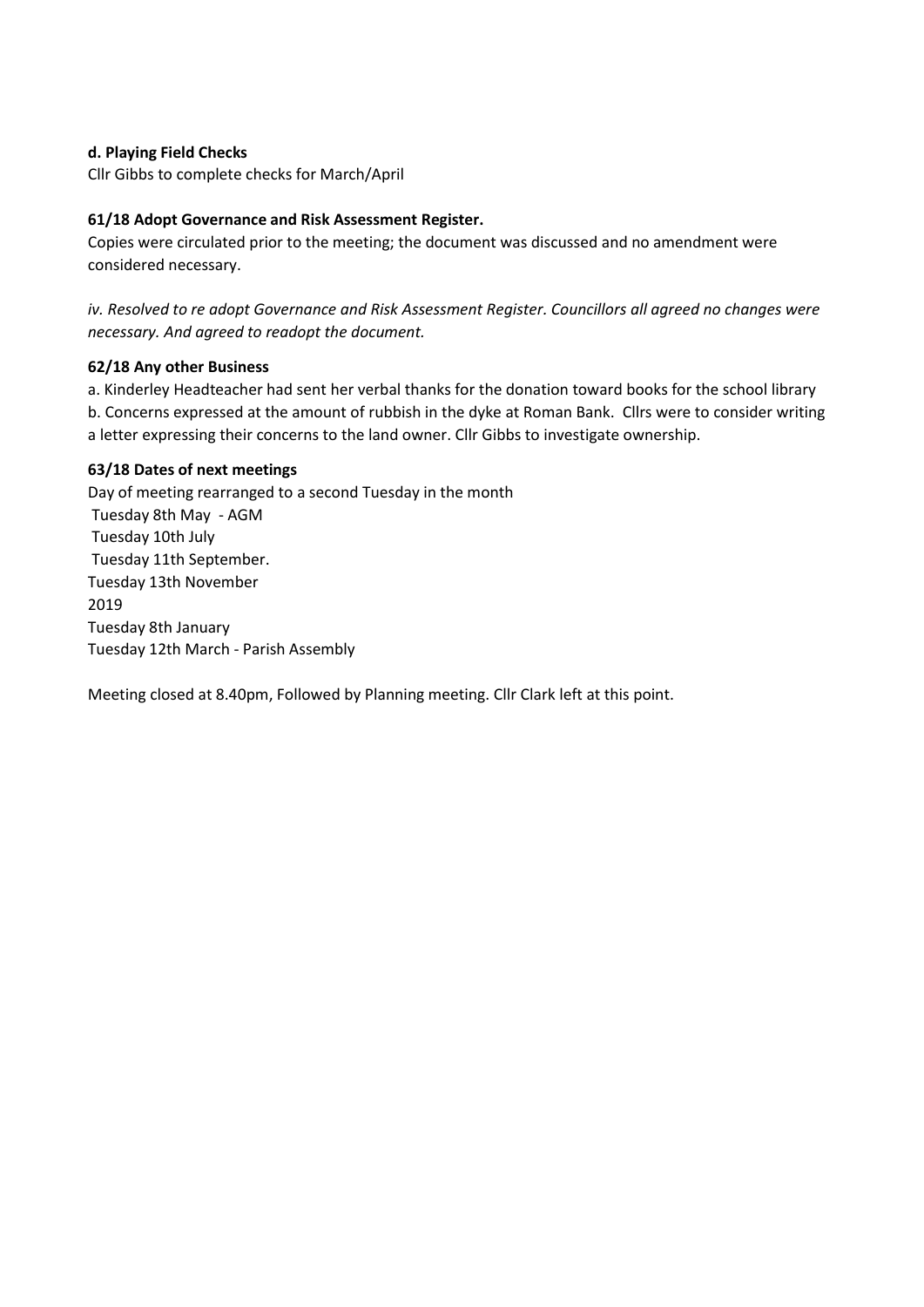**d. Playing Field Checks**

Cllr Gibbs to complete checks for March/April

**61/18 Adopt Governance and Risk Assessment Register.**

Copies were circulated prior to the meeting; the document was discussed and no amendment were considered necessary.

*iv. Resolved to re adopt Governance and Risk Assessment Register. Councillors all agreed no changes were necessary. And agreed to readopt the document.*

**62/18 Any other Business**

a. Kinderley Headteacher had sent her verbal thanks for the donation toward books for the school library
b. Concerns expressed at the amount of rubbish in the dyke at Roman Bank. Cllrs were to consider writing a letter expressing their concerns to the land owner. Cllr Gibbs to investigate ownership.

**63/18 Dates of next meetings**

Day of meeting rearranged to a second Tuesday in the month
Tuesday 8th May - AGM
Tuesday 10th July
Tuesday 11th September.
Tuesday 13th November
2019
Tuesday 8th January
Tuesday 12th March - Parish Assembly

Meeting closed at 8.40pm, Followed by Planning meeting. Cllr Clark left at this point.